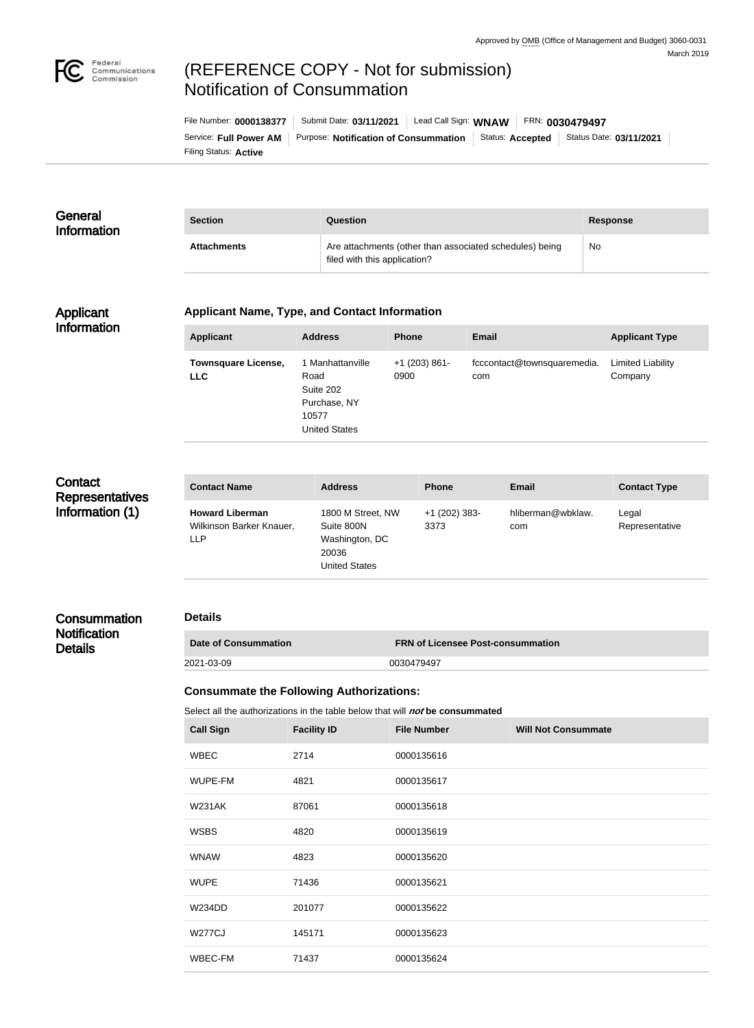Approved by OMB (Office of Management and Budget) 3060-0031
March 2019

# (REFERENCE COPY - Not for submission) Notification of Consummation

File Number: **0000138377** | Submit Date: **03/11/2021** | Lead Call Sign: **WNAW** | FRN: **0030479497**

Service: **Full Power AM** | Purpose: **Notification of Consummation** | Status: **Accepted** | Status Date: **03/11/2021**

Filing Status: **Active**

## General Information

| Section | Question | Response |
| --- | --- | --- |
| **Attachments** | Are attachments (other than associated schedules) being filed with this application? | No |

## Applicant Information

### Applicant Name, Type, and Contact Information

| Applicant | Address | Phone | Email | Applicant Type |
| --- | --- | --- | --- | --- |
| **Townsquare License, LLC** | 1 Manhattanville Road Suite 202 Purchase, NY 10577 United States | +1 (203) 861-0900 | fcccontact@townsquaremedia.com | Limited Liability Company |

## Contact Representatives Information (1)

| Contact Name | Address | Phone | Email | Contact Type |
| --- | --- | --- | --- | --- |
| **Howard Liberman** Wilkinson Barker Knauer, LLP | 1800 M Street, NW Suite 800N Washington, DC 20036 United States | +1 (202) 383-3373 | hliberman@wbklaw.com | Legal Representative |

## Consummation Notification Details

### Details

| Date of Consummation | FRN of Licensee Post-consummation |
| --- | --- |
| 2021-03-09 | 0030479497 |

### Consummate the Following Authorizations:

Select all the authorizations in the table below that will ***not*** **be consummated**

| Call Sign | Facility ID | File Number | Will Not Consummate |
| --- | --- | --- | --- |
| WBEC | 2714 | 0000135616 | |
| WUPE-FM | 4821 | 0000135617 | |
| W231AK | 87061 | 0000135618 | |
| WSBS | 4820 | 0000135619 | |
| WNAW | 4823 | 0000135620 | |
| WUPE | 71436 | 0000135621 | |
| W234DD | 201077 | 0000135622 | |
| W277CJ | 145171 | 0000135623 | |
| WBEC-FM | 71437 | 0000135624 | |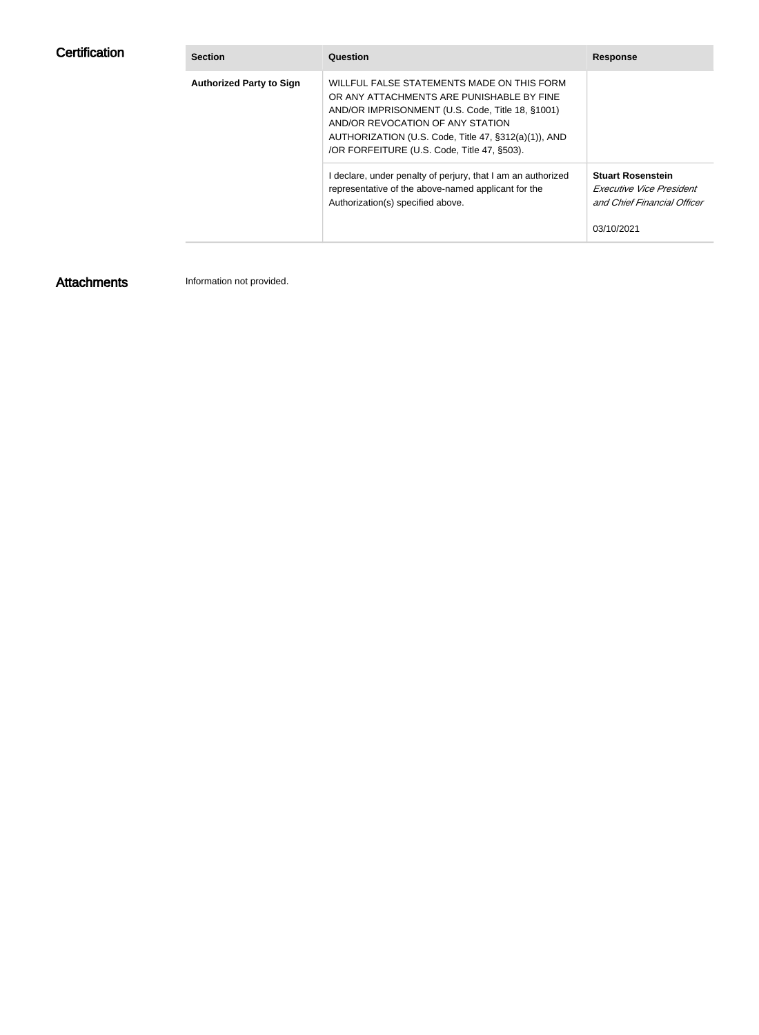## Certification

| Section | Question | Response |
|---|---|---|
| **Authorized Party to Sign** | WILLFUL FALSE STATEMENTS MADE ON THIS FORM OR ANY ATTACHMENTS ARE PUNISHABLE BY FINE AND/OR IMPRISONMENT (U.S. Code, Title 18, §1001) AND/OR REVOCATION OF ANY STATION AUTHORIZATION (U.S. Code, Title 47, §312(a)(1)), AND /OR FORFEITURE (U.S. Code, Title 47, §503). | |
| | I declare, under penalty of perjury, that I am an authorized representative of the above-named applicant for the Authorization(s) specified above. | **Stuart Rosenstein** *Executive Vice President and Chief Financial Officer* 03/10/2021 |

## Attachments

Information not provided.